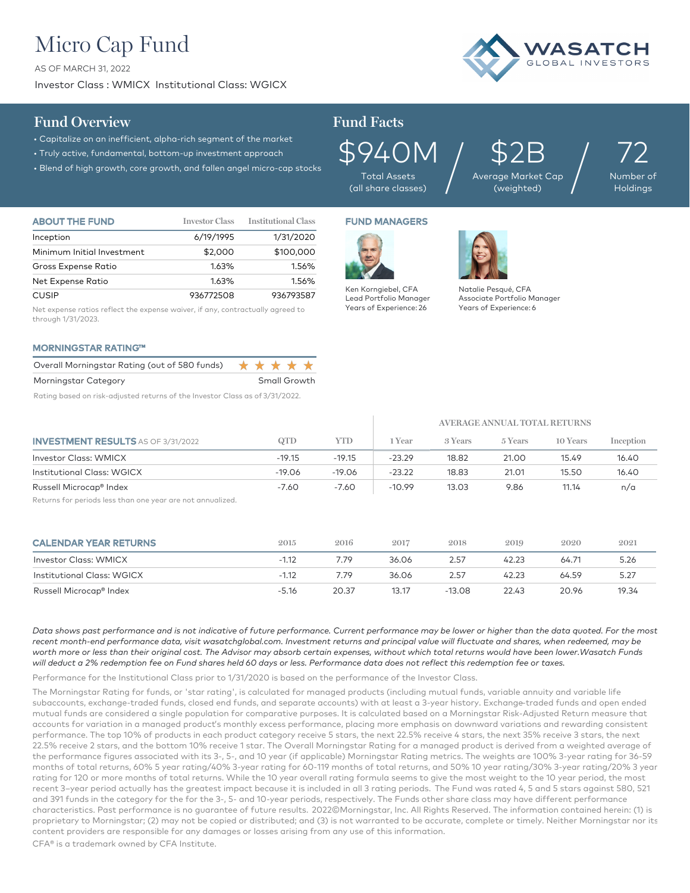# Micro Cap Fund

AS OF MARCH 31, 2022

Investor Class : WMICX  Institutional Class: WGICX

WASATCH GLOBAL INVESTORS

## Fund Overview

- Capitalize on an inefficient, alpha-rich segment of the market
- Truly active, fundamental, bottom-up investment approach
- Blend of high growth, core growth, and fallen angel micro-cap stocks

## Fund Facts

| $940M | $2B | 72 |
|---|---|---|
| Total Assets (all share classes) | Average Market Cap (weighted) | Number of Holdings |

| ABOUT THE FUND | Investor Class | Institutional Class |
|---|---|---|
| Inception | 6/19/1995 | 1/31/2020 |
| Minimum Initial Investment | $2,000 | $100,000 |
| Gross Expense Ratio | 1.63% | 1.56% |
| Net Expense Ratio | 1.63% | 1.56% |
| CUSIP | 936772508 | 936793587 |

Net expense ratios reflect the expense waiver, if any, contractually agreed to through 1/31/2023.

### FUND MANAGERS

Ken Korngiebel, CFA
Lead Portfolio Manager
Years of Experience: 26

Natalie Pesqué, CFA
Associate Portfolio Manager
Years of Experience: 6

### MORNINGSTAR RATING™

| | |
|---|---|
| Overall Morningstar Rating (out of 580 funds) | ★★★★★ |
| Morningstar Category | Small Growth |

Rating based on risk-adjusted returns of the Investor Class as of 3/31/2022.

| INVESTMENT RESULTS AS OF 3/31/2022 | QTD | YTD | AVERAGE ANNUAL TOTAL RETURNS 1 Year | 3 Years | 5 Years | 10 Years | Inception |
|---|---|---|---|---|---|---|---|
| Investor Class: WMICX | -19.15 | -19.15 | -23.29 | 18.82 | 21.00 | 15.49 | 16.40 |
| Institutional Class: WGICX | -19.06 | -19.06 | -23.22 | 18.83 | 21.01 | 15.50 | 16.40 |
| Russell Microcap® Index | -7.60 | -7.60 | -10.99 | 13.03 | 9.86 | 11.14 | n/a |

Returns for periods less than one year are not annualized.

| CALENDAR YEAR RETURNS | 2015 | 2016 | 2017 | 2018 | 2019 | 2020 | 2021 |
|---|---|---|---|---|---|---|---|
| Investor Class: WMICX | -1.12 | 7.79 | 36.06 | 2.57 | 42.23 | 64.71 | 5.26 |
| Institutional Class: WGICX | -1.12 | 7.79 | 36.06 | 2.57 | 42.23 | 64.59 | 5.27 |
| Russell Microcap® Index | -5.16 | 20.37 | 13.17 | -13.08 | 22.43 | 20.96 | 19.34 |

*Data shows past performance and is not indicative of future performance. Current performance may be lower or higher than the data quoted. For the most recent month-end performance data, visit wasatchglobal.com. Investment returns and principal value will fluctuate and shares, when redeemed, may be worth more or less than their original cost. The Advisor may absorb certain expenses, without which total returns would have been lower.Wasatch Funds will deduct a 2% redemption fee on Fund shares held 60 days or less. Performance data does not reflect this redemption fee or taxes.*

Performance for the Institutional Class prior to 1/31/2020 is based on the performance of the Investor Class.

The Morningstar Rating for funds, or 'star rating', is calculated for managed products (including mutual funds, variable annuity and variable life subaccounts, exchange-traded funds, closed end funds, and separate accounts) with at least a 3-year history. Exchange-traded funds and open ended mutual funds are considered a single population for comparative purposes. It is calculated based on a Morningstar Risk-Adjusted Return measure that accounts for variation in a managed product's monthly excess performance, placing more emphasis on downward variations and rewarding consistent performance. The top 10% of products in each product category receive 5 stars, the next 22.5% receive 4 stars, the next 35% receive 3 stars, the next 22.5% receive 2 stars, and the bottom 10% receive 1 star. The Overall Morningstar Rating for a managed product is derived from a weighted average of the performance figures associated with its 3-, 5-, and 10 year (if applicable) Morningstar Rating metrics. The weights are 100% 3-year rating for 36-59 months of total returns, 60% 5 year rating/40% 3-year rating for 60-119 months of total returns, and 50% 10 year rating/30% 3-year rating/20% 3 year rating for 120 or more months of total returns. While the 10 year overall rating formula seems to give the most weight to the 10 year period, the most recent 3–year period actually has the greatest impact because it is included in all 3 rating periods. The Fund was rated 4, 5 and 5 stars against 580, 521 and 391 funds in the category for the for the 3-, 5- and 10-year periods, respectively. The Funds other share class may have different performance characteristics. Past performance is no guarantee of future results. 2022©Morningstar, Inc. All Rights Reserved. The information contained herein: (1) is proprietary to Morningstar; (2) may not be copied or distributed; and (3) is not warranted to be accurate, complete or timely. Neither Morningstar nor its content providers are responsible for any damages or losses arising from any use of this information.

CFA® is a trademark owned by CFA Institute.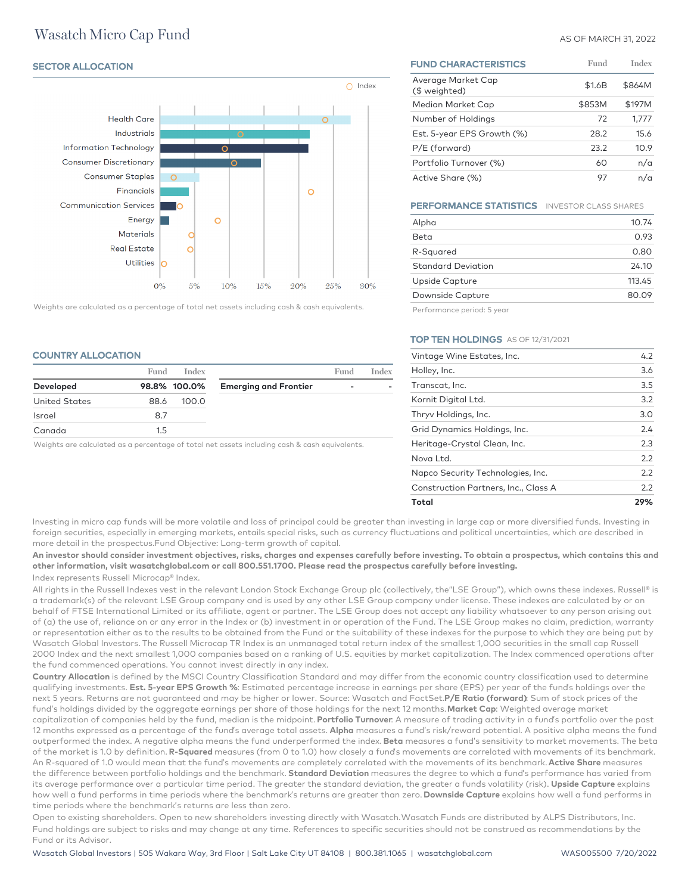# Wasatch Micro Cap Fund

AS OF MARCH 31, 2022

## SECTOR ALLOCATION

Index

Health Care
Industrials
Information Technology
Consumer Discretionary
Consumer Staples
Financials
Communication Services
Energy
Materials
Real Estate
Utilities

0% 5% 10% 15% 20% 25% 30%

Weights are calculated as a percentage of total net assets including cash & cash equivalents.

## FUND CHARACTERISTICS

| | Fund | Index |
|---|---|---|
| Average Market Cap ($ weighted) | $1.6B | $864M |
| Median Market Cap | $853M | $197M |
| Number of Holdings | 72 | 1,777 |
| Est. 5-year EPS Growth (%) | 28.2 | 15.6 |
| P/E (forward) | 23.2 | 10.9 |
| Portfolio Turnover (%) | 60 | n/a |
| Active Share (%) | 97 | n/a |

## PERFORMANCE STATISTICS INVESTOR CLASS SHARES

| | |
|---|---|
| Alpha | 10.74 |
| Beta | 0.93 |
| R-Squared | 0.80 |
| Standard Deviation | 24.10 |
| Upside Capture | 113.45 |
| Downside Capture | 80.09 |

Performance period: 5 year

## COUNTRY ALLOCATION

| | Fund | Index | | Fund | Index |
|---|---|---|---|---|---|
| **Developed** | **98.8%** | **100.0%** | **Emerging and Frontier** | **-** | **-** |
| United States | 88.6 | 100.0 | | | |
| Israel | 8.7 | | | | |
| Canada | 1.5 | | | | |

Weights are calculated as a percentage of total net assets including cash & cash equivalents.

## TOP TEN HOLDINGS AS OF 12/31/2021

| | |
|---|---|
| Vintage Wine Estates, Inc. | 4.2 |
| Holley, Inc. | 3.6 |
| Transcat, Inc. | 3.5 |
| Kornit Digital Ltd. | 3.2 |
| Thryv Holdings, Inc. | 3.0 |
| Grid Dynamics Holdings, Inc. | 2.4 |
| Heritage-Crystal Clean, Inc. | 2.3 |
| Nova Ltd. | 2.2 |
| Napco Security Technologies, Inc. | 2.2 |
| Construction Partners, Inc., Class A | 2.2 |
| **Total** | **29%** |

Investing in micro cap funds will be more volatile and loss of principal could be greater than investing in large cap or more diversified funds. Investing in foreign securities, especially in emerging markets, entails special risks, such as currency fluctuations and political uncertainties, which are described in more detail in the prospectus.Fund Objective: Long-term growth of capital.

**An investor should consider investment objectives, risks, charges and expenses carefully before investing. To obtain a prospectus, which contains this and other information, visit wasatchglobal.com or call 800.551.1700. Please read the prospectus carefully before investing.**

Index represents Russell Microcap® Index.

All rights in the Russell Indexes vest in the relevant London Stock Exchange Group plc (collectively, the"LSE Group"), which owns these indexes. Russell® is a trademark(s) of the relevant LSE Group company and is used by any other LSE Group company under license. These indexes are calculated by or on behalf of FTSE International Limited or its affiliate, agent or partner. The LSE Group does not accept any liability whatsoever to any person arising out of (a) the use of, reliance on or any error in the Index or (b) investment in or operation of the Fund. The LSE Group makes no claim, prediction, warranty or representation either as to the results to be obtained from the Fund or the suitability of these indexes for the purpose to which they are being put by Wasatch Global Investors. The Russell Microcap TR Index is an unmanaged total return index of the smallest 1,000 securities in the small cap Russell 2000 Index and the next smallest 1,000 companies based on a ranking of U.S. equities by market capitalization. The Index commenced operations after the fund commenced operations. You cannot invest directly in any index.

**Country Allocation** is defined by the MSCI Country Classification Standard and may differ from the economic country classification used to determine qualifying investments. **Est. 5-year EPS Growth %**: Estimated percentage increase in earnings per share (EPS) per year of the fund's holdings over the next 5 years. Returns are not guaranteed and may be higher or lower. Source: Wasatch and FactSet.**P/E Ratio (forward)**: Sum of stock prices of the fund's holdings divided by the aggregate earnings per share of those holdings for the next 12 months.**Market Cap**: Weighted average market capitalization of companies held by the fund, median is the midpoint. **Portfolio Turnover**: A measure of trading activity in a fund's portfolio over the past 12 months expressed as a percentage of the fund's average total assets. **Alpha** measures a fund's risk/reward potential. A positive alpha means the fund outperformed the index. A negative alpha means the fund underperformed the index. **Beta** measures a fund's sensitivity to market movements. The beta of the market is 1.0 by definition. **R-Squared** measures (from 0 to 1.0) how closely a fund's movements are correlated with movements of its benchmark. An R-squared of 1.0 would mean that the fund's movements are completely correlated with the movements of its benchmark. **Active Share** measures the difference between portfolio holdings and the benchmark. **Standard Deviation** measures the degree to which a fund's performance has varied from its average performance over a particular time period. The greater the standard deviation, the greater a funds volatility (risk). **Upside Capture** explains how well a fund performs in time periods where the benchmark's returns are greater than zero. **Downside Capture** explains how well a fund performs in time periods where the benchmark's returns are less than zero.

Open to existing shareholders. Open to new shareholders investing directly with Wasatch. Wasatch Funds are distributed by ALPS Distributors, Inc.

Fund holdings are subject to risks and may change at any time. References to specific securities should not be construed as recommendations by the Fund or its Advisor.

Wasatch Global Investors | 505 Wakara Way, 3rd Floor | Salt Lake City UT 84108 | 800.381.1065 | wasatchglobal.com WAS005500 7/20/2022